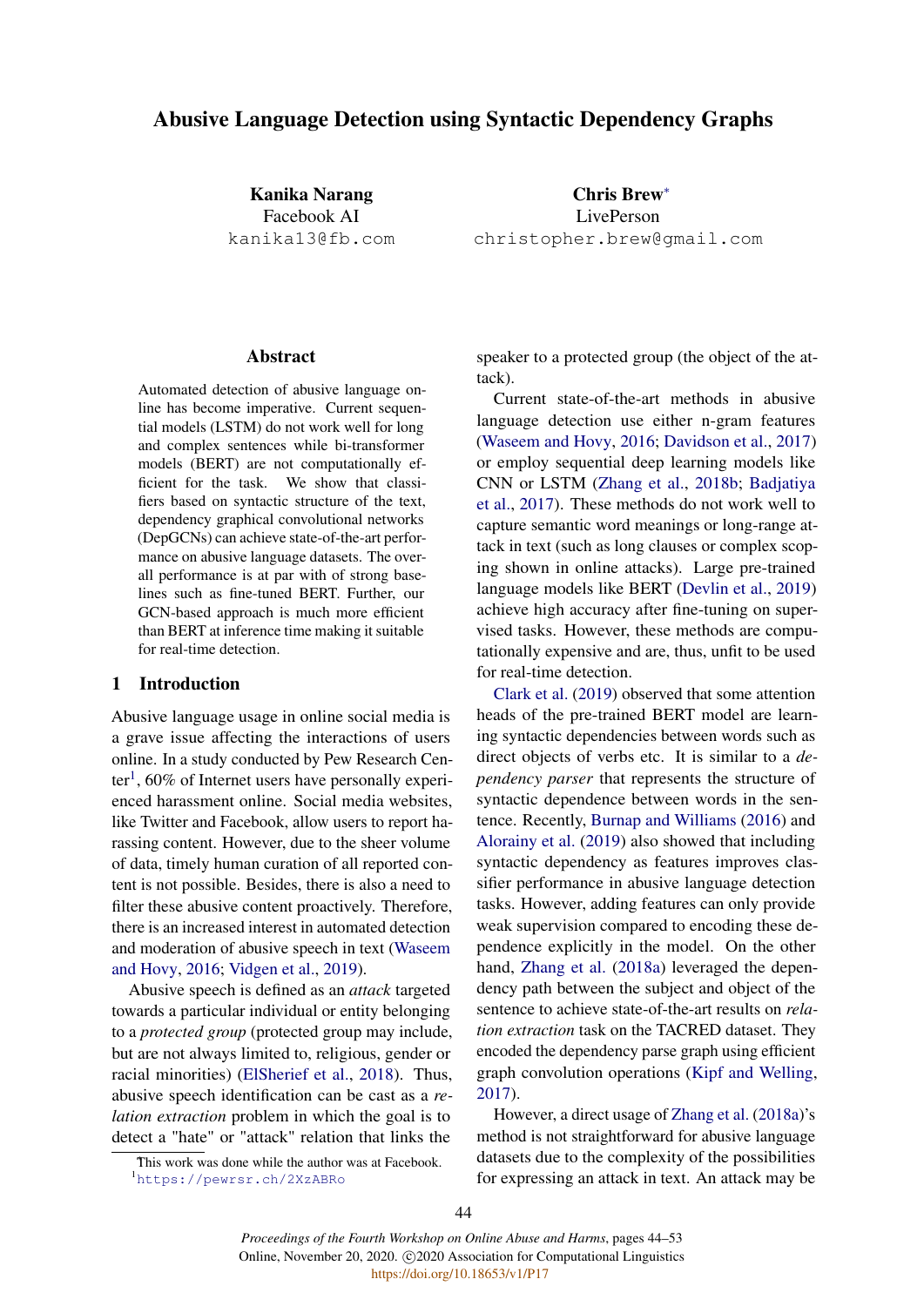# Abusive Language Detection using Syntactic Dependency Graphs

**Kanika Narang**
Facebook AI
kanika13@fb.com

**Chris Brew***
LivePerson
christopher.brew@gmail.com

## Abstract

Automated detection of abusive language online has become imperative. Current sequential models (LSTM) do not work well for long and complex sentences while bi-transformer models (BERT) are not computationally efficient for the task. We show that classifiers based on syntactic structure of the text, dependency graphical convolutional networks (DepGCNs) can achieve state-of-the-art performance on abusive language datasets. The overall performance is at par with of strong baselines such as fine-tuned BERT. Further, our GCN-based approach is much more efficient than BERT at inference time making it suitable for real-time detection.

## 1 Introduction

Abusive language usage in online social media is a grave issue affecting the interactions of users online. In a study conducted by Pew Research Center[1], 60% of Internet users have personally experienced harassment online. Social media websites, like Twitter and Facebook, allow users to report harassing content. However, due to the sheer volume of data, timely human curation of all reported content is not possible. Besides, there is also a need to filter these abusive content proactively. Therefore, there is an increased interest in automated detection and moderation of abusive speech in text (Waseem and Hovy, 2016; Vidgen et al., 2019).

Abusive speech is defined as an *attack* targeted towards a particular individual or entity belonging to a *protected group* (protected group may include, but are not always limited to, religious, gender or racial minorities) (ElSherief et al., 2018). Thus, abusive speech identification can be cast as a *relation extraction* problem in which the goal is to detect a "hate" or "attack" relation that links the speaker to a protected group (the object of the attack).

Current state-of-the-art methods in abusive language detection use either n-gram features (Waseem and Hovy, 2016; Davidson et al., 2017) or employ sequential deep learning models like CNN or LSTM (Zhang et al., 2018b; Badjatiya et al., 2017). These methods do not work well to capture semantic word meanings or long-range attack in text (such as long clauses or complex scoping shown in online attacks). Large pre-trained language models like BERT (Devlin et al., 2019) achieve high accuracy after fine-tuning on supervised tasks. However, these methods are computationally expensive and are, thus, unfit to be used for real-time detection.

Clark et al. (2019) observed that some attention heads of the pre-trained BERT model are learning syntactic dependencies between words such as direct objects of verbs etc. It is similar to a *dependency parser* that represents the structure of syntactic dependence between words in the sentence. Recently, Burnap and Williams (2016) and Alorainy et al. (2019) also showed that including syntactic dependency as features improves classifier performance in abusive language detection tasks. However, adding features can only provide weak supervision compared to encoding these dependence explicitly in the model. On the other hand, Zhang et al. (2018a) leveraged the dependency path between the subject and object of the sentence to achieve state-of-the-art results on *relation extraction* task on the TACRED dataset. They encoded the dependency parse graph using efficient graph convolution operations (Kipf and Welling, 2017).

However, a direct usage of Zhang et al. (2018a)'s method is not straightforward for abusive language datasets due to the complexity of the possibilities for expressing an attack in text. An attack may be

*This work was done while the author was at Facebook.
[1]https://pewrsr.ch/2XzABRo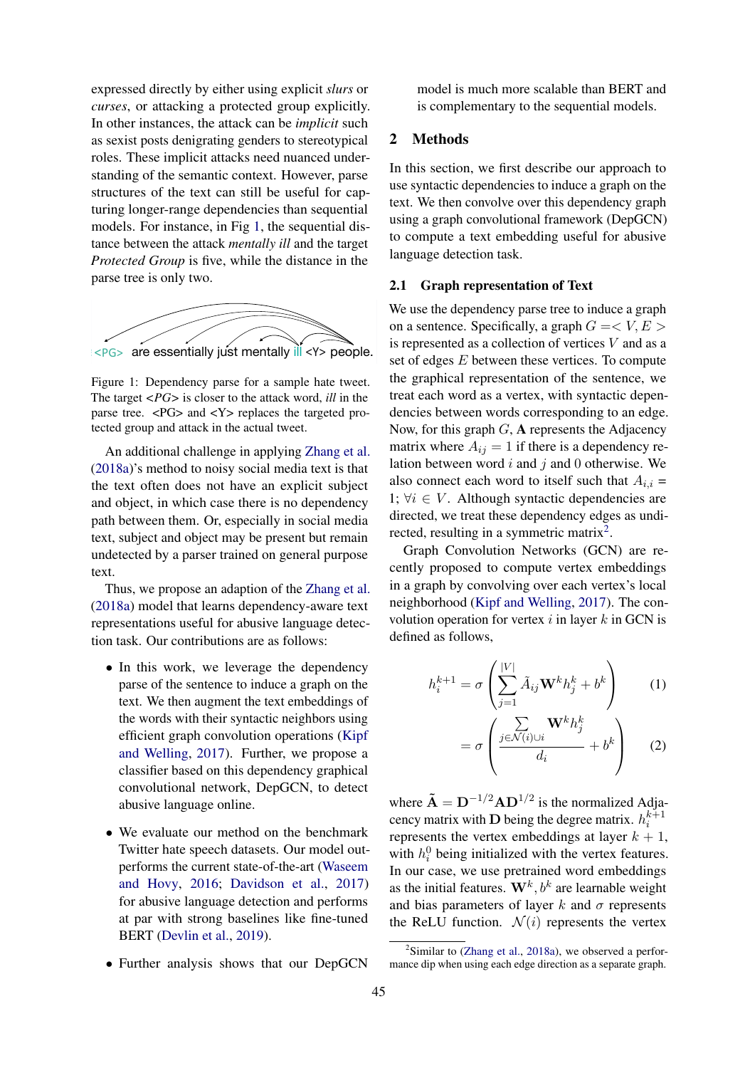expressed directly by either using explicit *slurs* or *curses*, or attacking a protected group explicitly. In other instances, the attack can be *implicit* such as sexist posts denigrating genders to stereotypical roles. These implicit attacks need nuanced understanding of the semantic context. However, parse structures of the text can still be useful for capturing longer-range dependencies than sequential models. For instance, in Fig 1, the sequential distance between the attack *mentally ill* and the target *Protected Group* is five, while the distance in the parse tree is only two.

<PG> are essentially just mentally ill <Y> people.

Figure 1: Dependency parse for a sample hate tweet. The target <*PG*> is closer to the attack word, *ill* in the parse tree. <PG> and <Y> replaces the targeted protected group and attack in the actual tweet.

An additional challenge in applying Zhang et al. (2018a)'s method to noisy social media text is that the text often does not have an explicit subject and object, in which case there is no dependency path between them. Or, especially in social media text, subject and object may be present but remain undetected by a parser trained on general purpose text.

Thus, we propose an adaption of the Zhang et al. (2018a) model that learns dependency-aware text representations useful for abusive language detection task. Our contributions are as follows:

- In this work, we leverage the dependency parse of the sentence to induce a graph on the text. We then augment the text embeddings of the words with their syntactic neighbors using efficient graph convolution operations (Kipf and Welling, 2017). Further, we propose a classifier based on this dependency graphical convolutional network, DepGCN, to detect abusive language online.
- We evaluate our method on the benchmark Twitter hate speech datasets. Our model outperforms the current state-of-the-art (Waseem and Hovy, 2016; Davidson et al., 2017) for abusive language detection and performs at par with strong baselines like fine-tuned BERT (Devlin et al., 2019).
- Further analysis shows that our DepGCN model is much more scalable than BERT and is complementary to the sequential models.

## 2 Methods

In this section, we first describe our approach to use syntactic dependencies to induce a graph on the text. We then convolve over this dependency graph using a graph convolutional framework (DepGCN) to compute a text embedding useful for abusive language detection task.

### 2.1 Graph representation of Text

We use the dependency parse tree to induce a graph on a sentence. Specifically, a graph $G =< V, E >$ is represented as a collection of vertices $V$ and as a set of edges $E$ between these vertices. To compute the graphical representation of the sentence, we treat each word as a vertex, with syntactic dependencies between words corresponding to an edge. Now, for this graph $G$, $\mathbf{A}$ represents the Adjacency matrix where $A_{ij} = 1$ if there is a dependency relation between word $i$ and $j$ and 0 otherwise. We also connect each word to itself such that $A_{i,i} = 1; \forall i \in V$. Although syntactic dependencies are directed, we treat these dependency edges as undirected, resulting in a symmetric matrix[2].

Graph Convolution Networks (GCN) are recently proposed to compute vertex embeddings in a graph by convolving over each vertex's local neighborhood (Kipf and Welling, 2017). The convolution operation for vertex $i$ in layer $k$ in GCN is defined as follows,

$$h_i^{k+1} = \sigma\left(\sum_{j=1}^{|V|} \tilde{A}_{ij}\mathbf{W}^k h_j^k + b^k\right) \quad (1)$$

$$= \sigma\left(\frac{\sum_{j\in\mathcal{N}(i)\cup i} \mathbf{W}^k h_j^k}{d_i} + b^k\right) \quad (2)$$

where $\tilde{\mathbf{A}} = \mathbf{D}^{-1/2}\mathbf{A}\mathbf{D}^{1/2}$ is the normalized Adjacency matrix with $\mathbf{D}$ being the degree matrix. $h_i^{k+1}$ represents the vertex embeddings at layer $k+1$, with $h_i^0$ being initialized with the vertex features. In our case, we use pretrained word embeddings as the initial features. $\mathbf{W}^k, b^k$ are learnable weight and bias parameters of layer $k$ and $\sigma$ represents the ReLU function. $\mathcal{N}(i)$ represents the vertex

[2]Similar to (Zhang et al., 2018a), we observed a performance dip when using each edge direction as a separate graph.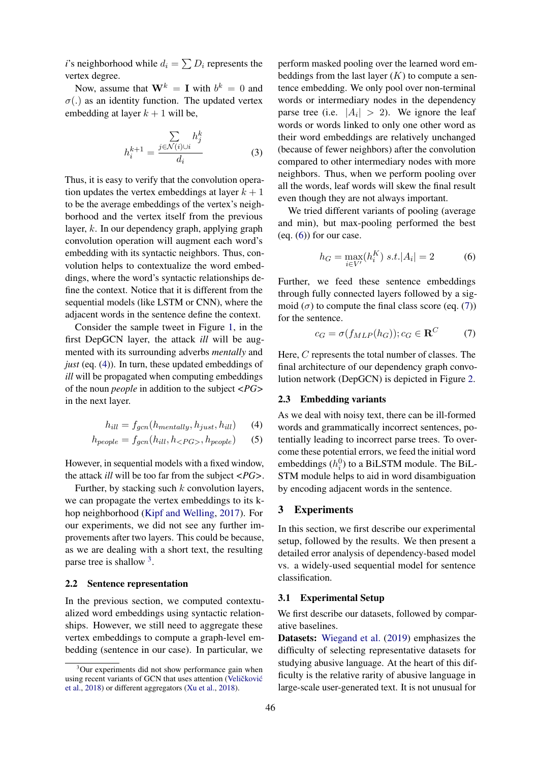$i$'s neighborhood while $d_i = \sum D_i$ represents the vertex degree.

Now, assume that $\mathbf{W}^k = \mathbf{I}$ with $b^k = 0$ and $\sigma(.)$ as an identity function. The updated vertex embedding at layer $k+1$ will be,

$$h_i^{k+1} = \frac{\sum_{j \in \mathcal{N}(i) \cup i} h_j^k}{d_i} \tag{3}$$

Thus, it is easy to verify that the convolution operation updates the vertex embeddings at layer $k+1$ to be the average embeddings of the vertex's neighborhood and the vertex itself from the previous layer, $k$. In our dependency graph, applying graph convolution operation will augment each word's embedding with its syntactic neighbors. Thus, convolution helps to contextualize the word embeddings, where the word's syntactic relationships define the context. Notice that it is different from the sequential models (like LSTM or CNN), where the adjacent words in the sentence define the context.

Consider the sample tweet in Figure 1, in the first DepGCN layer, the attack *ill* will be augmented with its surrounding adverbs *mentally* and *just* (eq. (4)). In turn, these updated embeddings of *ill* will be propagated when computing embeddings of the noun *people* in addition to the subject *<PG>* in the next layer.

$$h_{ill} = f_{gcn}(h_{mentally}, h_{just}, h_{ill}) \tag{4}$$

$$h_{people} = f_{gcn}(h_{ill}, h_{<PG>}, h_{people}) \tag{5}$$

However, in sequential models with a fixed window, the attack *ill* will be too far from the subject *<PG>*.

Further, by stacking such $k$ convolution layers, we can propagate the vertex embeddings to its k-hop neighborhood (Kipf and Welling, 2017). For our experiments, we did not see any further improvements after two layers. This could be because, as we are dealing with a short text, the resulting parse tree is shallow [3].

### 2.2 Sentence representation

In the previous section, we computed contextualized word embeddings using syntactic relationships. However, we still need to aggregate these vertex embeddings to compute a graph-level embedding (sentence in our case). In particular, we perform masked pooling over the learned word embeddings from the last layer ($K$) to compute a sentence embedding. We only pool over non-terminal words or intermediary nodes in the dependency parse tree (i.e. $|A_i| > 2$). We ignore the leaf words or words linked to only one other word as their word embeddings are relatively unchanged (because of fewer neighbors) after the convolution compared to other intermediary nodes with more neighbors. Thus, when we perform pooling over all the words, leaf words will skew the final result even though they are not always important.

We tried different variants of pooling (average and min), but max-pooling performed the best (eq. (6)) for our case.

$$h_G = \max_{i \in V'}(h_i^K) \; s.t. |A_i| = 2 \tag{6}$$

Further, we feed these sentence embeddings through fully connected layers followed by a sigmoid ($\sigma$) to compute the final class score (eq. (7)) for the sentence.

$$c_G = \sigma(f_{MLP}(h_G)); c_G \in \mathbf{R}^C \tag{7}$$

Here, $C$ represents the total number of classes. The final architecture of our dependency graph convolution network (DepGCN) is depicted in Figure 2.

### 2.3 Embedding variants

As we deal with noisy text, there can be ill-formed words and grammatically incorrect sentences, potentially leading to incorrect parse trees. To overcome these potential errors, we feed the initial word embeddings ($h_i^0$) to a BiLSTM module. The BiLSTM module helps to aid in word disambiguation by encoding adjacent words in the sentence.

## 3 Experiments

In this section, we first describe our experimental setup, followed by the results. We then present a detailed error analysis of dependency-based model vs. a widely-used sequential model for sentence classification.

### 3.1 Experimental Setup

We first describe our datasets, followed by comparative baselines.

**Datasets:** Wiegand et al. (2019) emphasizes the difficulty of selecting representative datasets for studying abusive language. At the heart of this difficulty is the relative rarity of abusive language in large-scale user-generated text. It is not unusual for

[3] Our experiments did not show performance gain when using recent variants of GCN that uses attention (Veličković et al., 2018) or different aggregators (Xu et al., 2018).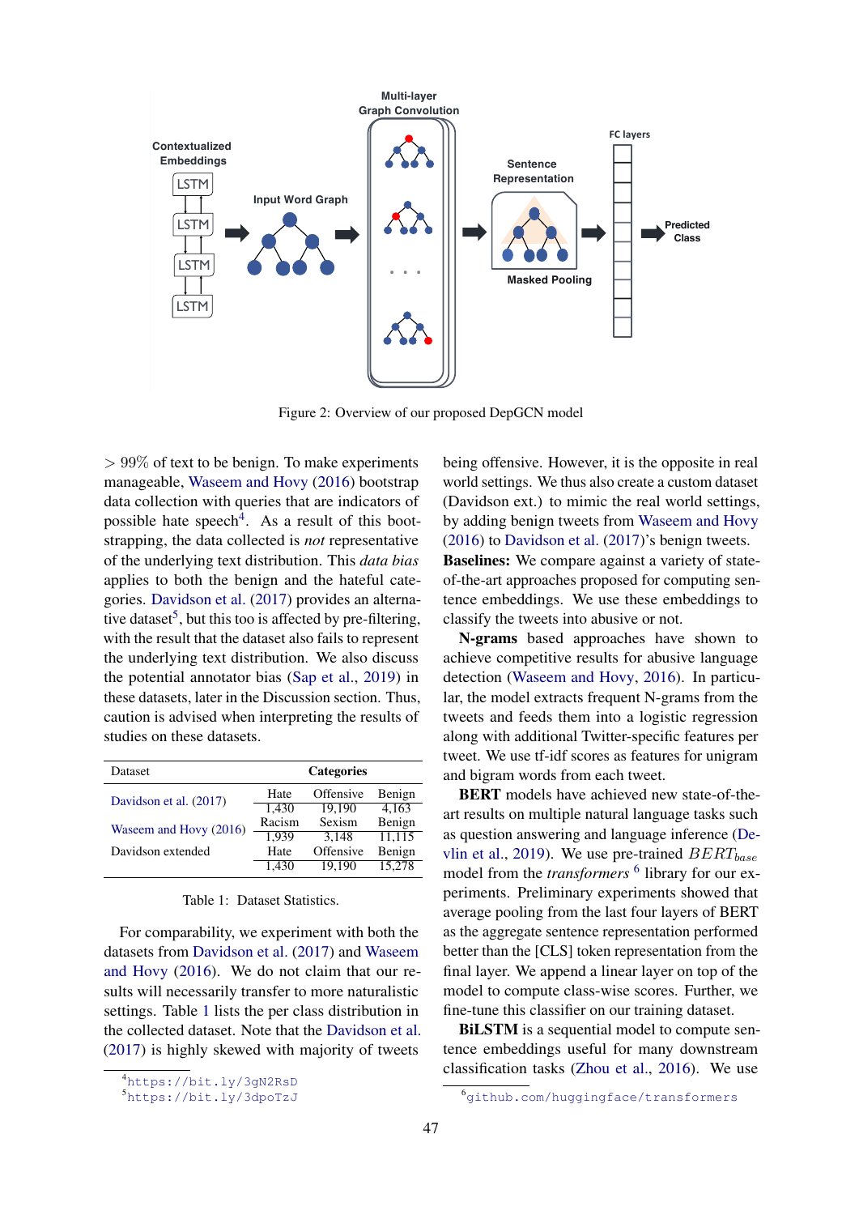Figure 2: Overview of our proposed DepGCN model

$> 99\%$ of text to be benign. To make experiments manageable, Waseem and Hovy (2016) bootstrap data collection with queries that are indicators of possible hate speech[4]. As a result of this bootstrapping, the data collected is *not* representative of the underlying text distribution. This *data bias* applies to both the benign and the hateful categories. Davidson et al. (2017) provides an alternative dataset[5], but this too is affected by pre-filtering, with the result that the dataset also fails to represent the underlying text distribution. We also discuss the potential annotator bias (Sap et al., 2019) in these datasets, later in the Discussion section. Thus, caution is advised when interpreting the results of studies on these datasets.

| Dataset | Categories | | |
|---|---|---|---|
| Davidson et al. (2017) | Hate | Offensive | Benign |
| | 1,430 | 19,190 | 4,163 |
| Waseem and Hovy (2016) | Racism | Sexism | Benign |
| | 1,939 | 3,148 | 11,115 |
| Davidson extended | Hate | Offensive | Benign |
| | 1,430 | 19,190 | 15,278 |

Table 1: Dataset Statistics.

For comparability, we experiment with both the datasets from Davidson et al. (2017) and Waseem and Hovy (2016). We do not claim that our results will necessarily transfer to more naturalistic settings. Table 1 lists the per class distribution in the collected dataset. Note that the Davidson et al. (2017) is highly skewed with majority of tweets being offensive. However, it is the opposite in real world settings. We thus also create a custom dataset (Davidson ext.) to mimic the real world settings, by adding benign tweets from Waseem and Hovy (2016) to Davidson et al. (2017)'s benign tweets.

**Baselines:** We compare against a variety of state-of-the-art approaches proposed for computing sentence embeddings. We use these embeddings to classify the tweets into abusive or not.

**N-grams** based approaches have shown to achieve competitive results for abusive language detection (Waseem and Hovy, 2016). In particular, the model extracts frequent N-grams from the tweets and feeds them into a logistic regression along with additional Twitter-specific features per tweet. We use tf-idf scores as features for unigram and bigram words from each tweet.

**BERT** models have achieved new state-of-the-art results on multiple natural language tasks such as question answering and language inference (Devlin et al., 2019). We use pre-trained $BERT_{base}$ model from the *transformers* [6] library for our experiments. Preliminary experiments showed that average pooling from the last four layers of BERT as the aggregate sentence representation performed better than the [CLS] token representation from the final layer. We append a linear layer on top of the model to compute class-wise scores. Further, we fine-tune this classifier on our training dataset.

**BiLSTM** is a sequential model to compute sentence embeddings useful for many downstream classification tasks (Zhou et al., 2016). We use

[4] https://bit.ly/3gN2RsD
[5] https://bit.ly/3dpoTzJ
[6] github.com/huggingface/transformers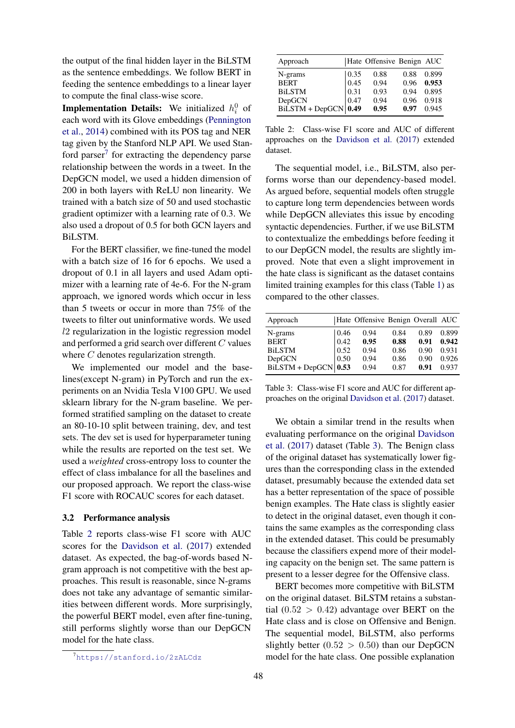the output of the final hidden layer in the BiLSTM as the sentence embeddings. We follow BERT in feeding the sentence embeddings to a linear layer to compute the final class-wise score.

**Implementation Details:** We initialized $h_i^0$ of each word with its Glove embeddings (Pennington et al., 2014) combined with its POS tag and NER tag given by the Stanford NLP API. We used Stanford parser[7] for extracting the dependency parse relationship between the words in a tweet. In the DepGCN model, we used a hidden dimension of 200 in both layers with ReLU non linearity. We trained with a batch size of 50 and used stochastic gradient optimizer with a learning rate of 0.3. We also used a dropout of 0.5 for both GCN layers and BiLSTM.

For the BERT classifier, we fine-tuned the model with a batch size of 16 for 6 epochs. We used a dropout of 0.1 in all layers and used Adam optimizer with a learning rate of 4e-6. For the N-gram approach, we ignored words which occur in less than 5 tweets or occur in more than 75% of the tweets to filter out uninformative words. We used $l2$ regularization in the logistic regression model and performed a grid search over different $C$ values where $C$ denotes regularization strength.

We implemented our model and the baselines(except N-gram) in PyTorch and run the experiments on an Nvidia Tesla V100 GPU. We used sklearn library for the N-gram baseline. We performed stratified sampling on the dataset to create an 80-10-10 split between training, dev, and test sets. The dev set is used for hyperparameter tuning while the results are reported on the test set. We used a *weighted* cross-entropy loss to counter the effect of class imbalance for all the baselines and our proposed approach. We report the class-wise F1 score with ROCAUC scores for each dataset.

### 3.2 Performance analysis

Table 2 reports class-wise F1 score with AUC scores for the Davidson et al. (2017) extended dataset. As expected, the bag-of-words based N-gram approach is not competitive with the best approaches. This result is reasonable, since N-grams does not take any advantage of semantic similarities between different words. More surprisingly, the powerful BERT model, even after fine-tuning, still performs slightly worse than our DepGCN model for the hate class.

[7] https://stanford.io/2zALCdz

| Approach | Hate | Offensive | Benign | AUC |
|---|---|---|---|---|
| N-grams | 0.35 | 0.88 | 0.88 | 0.899 |
| BERT | 0.45 | 0.94 | 0.96 | **0.953** |
| BiLSTM | 0.31 | 0.93 | 0.94 | 0.895 |
| DepGCN | 0.47 | 0.94 | 0.96 | 0.918 |
| BiLSTM + DepGCN | **0.49** | **0.95** | **0.97** | 0.945 |

Table 2: Class-wise F1 score and AUC of different approaches on the Davidson et al. (2017) extended dataset.

The sequential model, i.e., BiLSTM, also performs worse than our dependency-based model. As argued before, sequential models often struggle to capture long term dependencies between words while DepGCN alleviates this issue by encoding syntactic dependencies. Further, if we use BiLSTM to contextualize the embeddings before feeding it to our DepGCN model, the results are slightly improved. Note that even a slight improvement in the hate class is significant as the dataset contains limited training examples for this class (Table 1) as compared to the other classes.

| Approach | Hate | Offensive | Benign | Overall | AUC |
|---|---|---|---|---|---|
| N-grams | 0.46 | 0.94 | 0.84 | 0.89 | 0.899 |
| BERT | 0.42 | **0.95** | **0.88** | **0.91** | **0.942** |
| BiLSTM | 0.52 | 0.94 | 0.86 | 0.90 | 0.931 |
| DepGCN | 0.50 | 0.94 | 0.86 | 0.90 | 0.926 |
| BiLSTM + DepGCN | **0.53** | 0.94 | 0.87 | **0.91** | 0.937 |

Table 3: Class-wise F1 score and AUC for different approaches on the original Davidson et al. (2017) dataset.

We obtain a similar trend in the results when evaluating performance on the original Davidson et al. (2017) dataset (Table 3). The Benign class of the original dataset has systematically lower figures than the corresponding class in the extended dataset, presumably because the extended data set has a better representation of the space of possible benign examples. The Hate class is slightly easier to detect in the original dataset, even though it contains the same examples as the corresponding class in the extended dataset. This could be presumably because the classifiers expend more of their modeling capacity on the benign set. The same pattern is present to a lesser degree for the Offensive class.

BERT becomes more competitive with BiLSTM on the original dataset. BiLSTM retains a substantial ($0.52 > 0.42$) advantage over BERT on the Hate class and is close on Offensive and Benign. The sequential model, BiLSTM, also performs slightly better ($0.52 > 0.50$) than our DepGCN model for the hate class. One possible explanation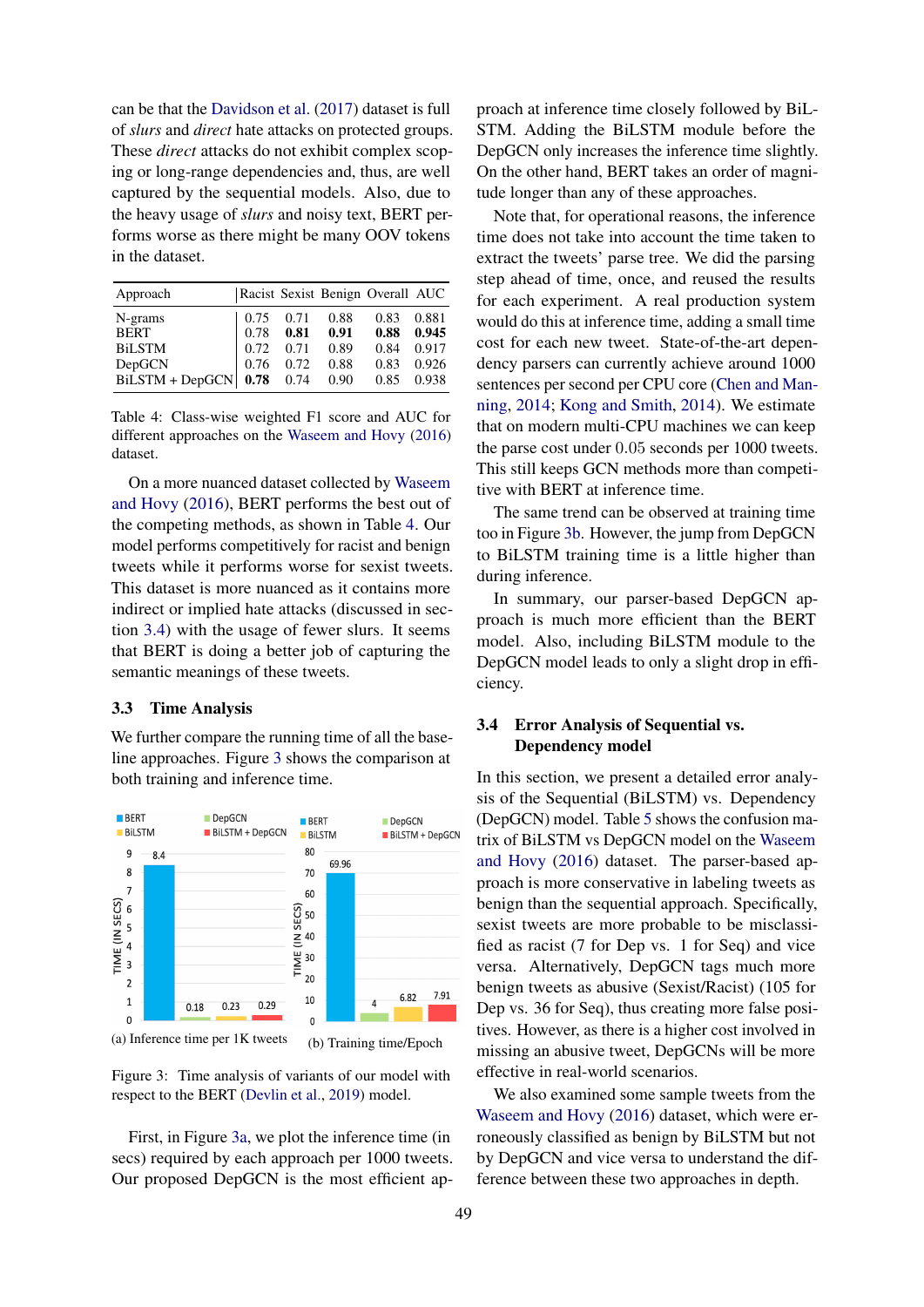can be that the Davidson et al. (2017) dataset is full of *slurs* and *direct* hate attacks on protected groups. These *direct* attacks do not exhibit complex scoping or long-range dependencies and, thus, are well captured by the sequential models. Also, due to the heavy usage of *slurs* and noisy text, BERT performs worse as there might be many OOV tokens in the dataset.

| Approach | Racist | Sexist | Benign | Overall | AUC |
|---|---|---|---|---|---|
| N-grams | 0.75 | 0.71 | 0.88 | 0.83 | 0.881 |
| BERT | 0.78 | **0.81** | **0.91** | **0.88** | **0.945** |
| BiLSTM | 0.72 | 0.71 | 0.89 | 0.84 | 0.917 |
| DepGCN | 0.76 | 0.72 | 0.88 | 0.83 | 0.926 |
| BiLSTM + DepGCN | **0.78** | 0.74 | 0.90 | 0.85 | 0.938 |

Table 4: Class-wise weighted F1 score and AUC for different approaches on the Waseem and Hovy (2016) dataset.

On a more nuanced dataset collected by Waseem and Hovy (2016), BERT performs the best out of the competing methods, as shown in Table 4. Our model performs competitively for racist and benign tweets while it performs worse for sexist tweets. This dataset is more nuanced as it contains more indirect or implied hate attacks (discussed in section 3.4) with the usage of fewer slurs. It seems that BERT is doing a better job of capturing the semantic meanings of these tweets.

### 3.3 Time Analysis

We further compare the running time of all the baseline approaches. Figure 3 shows the comparison at both training and inference time.

(a) Inference time per 1K tweets

(b) Training time/Epoch

Figure 3: Time analysis of variants of our model with respect to the BERT (Devlin et al., 2019) model.

First, in Figure 3a, we plot the inference time (in secs) required by each approach per 1000 tweets. Our proposed DepGCN is the most efficient approach at inference time closely followed by BiLSTM. Adding the BiLSTM module before the DepGCN only increases the inference time slightly. On the other hand, BERT takes an order of magnitude longer than any of these approaches.

Note that, for operational reasons, the inference time does not take into account the time taken to extract the tweets' parse tree. We did the parsing step ahead of time, once, and reused the results for each experiment. A real production system would do this at inference time, adding a small time cost for each new tweet. State-of-the-art dependency parsers can currently achieve around 1000 sentences per second per CPU core (Chen and Manning, 2014; Kong and Smith, 2014). We estimate that on modern multi-CPU machines we can keep the parse cost under 0.05 seconds per 1000 tweets. This still keeps GCN methods more than competitive with BERT at inference time.

The same trend can be observed at training time too in Figure 3b. However, the jump from DepGCN to BiLSTM training time is a little higher than during inference.

In summary, our parser-based DepGCN approach is much more efficient than the BERT model. Also, including BiLSTM module to the DepGCN model leads to only a slight drop in efficiency.

### 3.4 Error Analysis of Sequential vs. Dependency model

In this section, we present a detailed error analysis of the Sequential (BiLSTM) vs. Dependency (DepGCN) model. Table 5 shows the confusion matrix of BiLSTM vs DepGCN model on the Waseem and Hovy (2016) dataset. The parser-based approach is more conservative in labeling tweets as benign than the sequential approach. Specifically, sexist tweets are more probable to be misclassified as racist (7 for Dep vs. 1 for Seq) and vice versa. Alternatively, DepGCN tags much more benign tweets as abusive (Sexist/Racist) (105 for Dep vs. 36 for Seq), thus creating more false positives. However, as there is a higher cost involved in missing an abusive tweet, DepGCNs will be more effective in real-world scenarios.

We also examined some sample tweets from the Waseem and Hovy (2016) dataset, which were erroneously classified as benign by BiLSTM but not by DepGCN and vice versa to understand the difference between these two approaches in depth.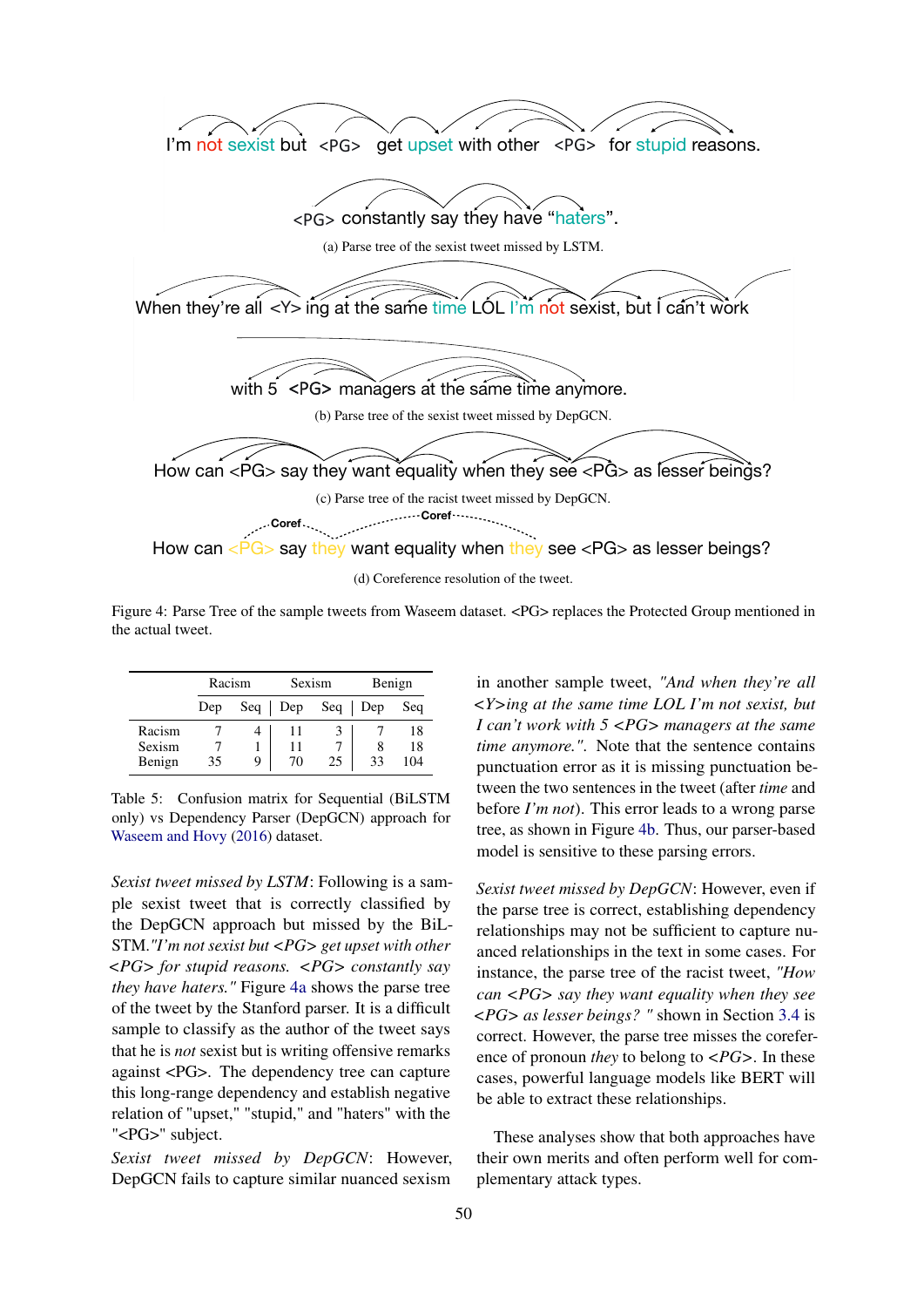I'm not sexist but <PG> get upset with other <PG> for stupid reasons.

<PG> constantly say they have "haters".

(a) Parse tree of the sexist tweet missed by LSTM.

When they're all <Y> ing at the same time LOL I'm not sexist, but I can't work

with 5 <PG> managers at the same time anymore.

(b) Parse tree of the sexist tweet missed by DepGCN.

How can <PG> say they want equality when they see <PG> as lesser beings?

(c) Parse tree of the racist tweet missed by DepGCN.

Coref Coref

How can <PG> say they want equality when they see <PG> as lesser beings?

(d) Coreference resolution of the tweet.

Figure 4: Parse Tree of the sample tweets from Waseem dataset. <PG> replaces the Protected Group mentioned in the actual tweet.

| | Racism | | Sexism | | Benign | |
|---|---|---|---|---|---|---|
| | Dep | Seq | Dep | Seq | Dep | Seq |
| Racism | 7 | 4 | 11 | 3 | 7 | 18 |
| Sexism | 7 | 1 | 11 | 7 | 8 | 18 |
| Benign | 35 | 9 | 70 | 25 | 33 | 104 |

Table 5: Confusion matrix for Sequential (BiLSTM only) vs Dependency Parser (DepGCN) approach for Waseem and Hovy (2016) dataset.

*Sexist tweet missed by LSTM*: Following is a sample sexist tweet that is correctly classified by the DepGCN approach but missed by the BiLSTM.*"I'm not sexist but <PG> get upset with other <PG> for stupid reasons. <PG> constantly say they have haters."* Figure 4a shows the parse tree of the tweet by the Stanford parser. It is a difficult sample to classify as the author of the tweet says that he is *not* sexist but is writing offensive remarks against <PG>. The dependency tree can capture this long-range dependency and establish negative relation of "upset," "stupid," and "haters" with the "<PG>" subject.

*Sexist tweet missed by DepGCN*: However, DepGCN fails to capture similar nuanced sexism in another sample tweet, *"And when they're all <Y>ing at the same time LOL I'm not sexist, but I can't work with 5 <PG> managers at the same time anymore."*. Note that the sentence contains punctuation error as it is missing punctuation between the two sentences in the tweet (after *time* and before *I'm not*). This error leads to a wrong parse tree, as shown in Figure 4b. Thus, our parser-based model is sensitive to these parsing errors.

*Sexist tweet missed by DepGCN*: However, even if the parse tree is correct, establishing dependency relationships may not be sufficient to capture nuanced relationships in the text in some cases. For instance, the parse tree of the racist tweet, *"How can <PG> say they want equality when they see <PG> as lesser beings? "* shown in Section 3.4 is correct. However, the parse tree misses the coreference of pronoun *they* to belong to *<PG>*. In these cases, powerful language models like BERT will be able to extract these relationships.

These analyses show that both approaches have their own merits and often perform well for complementary attack types.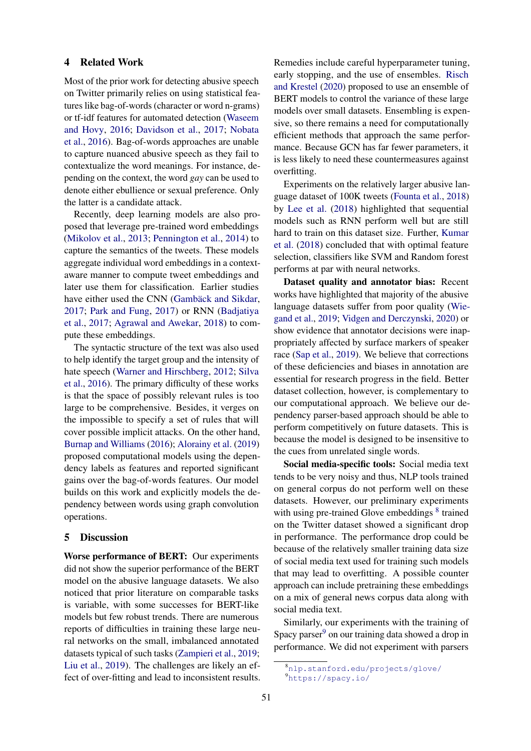## 4 Related Work

Most of the prior work for detecting abusive speech on Twitter primarily relies on using statistical features like bag-of-words (character or word n-grams) or tf-idf features for automated detection (Waseem and Hovy, 2016; Davidson et al., 2017; Nobata et al., 2016). Bag-of-words approaches are unable to capture nuanced abusive speech as they fail to contextualize the word meanings. For instance, depending on the context, the word *gay* can be used to denote either ebullience or sexual preference. Only the latter is a candidate attack.

Recently, deep learning models are also proposed that leverage pre-trained word embeddings (Mikolov et al., 2013; Pennington et al., 2014) to capture the semantics of the tweets. These models aggregate individual word embeddings in a context-aware manner to compute tweet embeddings and later use them for classification. Earlier studies have either used the CNN (Gambäck and Sikdar, 2017; Park and Fung, 2017) or RNN (Badjatiya et al., 2017; Agrawal and Awekar, 2018) to compute these embeddings.

The syntactic structure of the text was also used to help identify the target group and the intensity of hate speech (Warner and Hirschberg, 2012; Silva et al., 2016). The primary difficulty of these works is that the space of possibly relevant rules is too large to be comprehensive. Besides, it verges on the impossible to specify a set of rules that will cover possible implicit attacks. On the other hand, Burnap and Williams (2016); Alorainy et al. (2019) proposed computational models using the dependency labels as features and reported significant gains over the bag-of-words features. Our model builds on this work and explicitly models the dependency between words using graph convolution operations.

## 5 Discussion

**Worse performance of BERT:** Our experiments did not show the superior performance of the BERT model on the abusive language datasets. We also noticed that prior literature on comparable tasks is variable, with some successes for BERT-like models but few robust trends. There are numerous reports of difficulties in training these large neural networks on the small, imbalanced annotated datasets typical of such tasks (Zampieri et al., 2019; Liu et al., 2019). The challenges are likely an effect of over-fitting and lead to inconsistent results. Remedies include careful hyperparameter tuning, early stopping, and the use of ensembles. Risch and Krestel (2020) proposed to use an ensemble of BERT models to control the variance of these large models over small datasets. Ensembling is expensive, so there remains a need for computationally efficient methods that approach the same performance. Because GCN has far fewer parameters, it is less likely to need these countermeasures against overfitting.

Experiments on the relatively larger abusive language dataset of 100K tweets (Founta et al., 2018) by Lee et al. (2018) highlighted that sequential models such as RNN perform well but are still hard to train on this dataset size. Further, Kumar et al. (2018) concluded that with optimal feature selection, classifiers like SVM and Random forest performs at par with neural networks.

**Dataset quality and annotator bias:** Recent works have highlighted that majority of the abusive language datasets suffer from poor quality (Wiegand et al., 2019; Vidgen and Derczynski, 2020) or show evidence that annotator decisions were inappropriately affected by surface markers of speaker race (Sap et al., 2019). We believe that corrections of these deficiencies and biases in annotation are essential for research progress in the field. Better dataset collection, however, is complementary to our computational approach. We believe our dependency parser-based approach should be able to perform competitively on future datasets. This is because the model is designed to be insensitive to the cues from unrelated single words.

**Social media-specific tools:** Social media text tends to be very noisy and thus, NLP tools trained on general corpus do not perform well on these datasets. However, our preliminary experiments with using pre-trained Glove embeddings [8] trained on the Twitter dataset showed a significant drop in performance. The performance drop could be because of the relatively smaller training data size of social media text used for training such models that may lead to overfitting. A possible counter approach can include pretraining these embeddings on a mix of general news corpus data along with social media text.

Similarly, our experiments with the training of Spacy parser[9] on our training data showed a drop in performance. We did not experiment with parsers

[8] nlp.stanford.edu/projects/glove/

[9] https://spacy.io/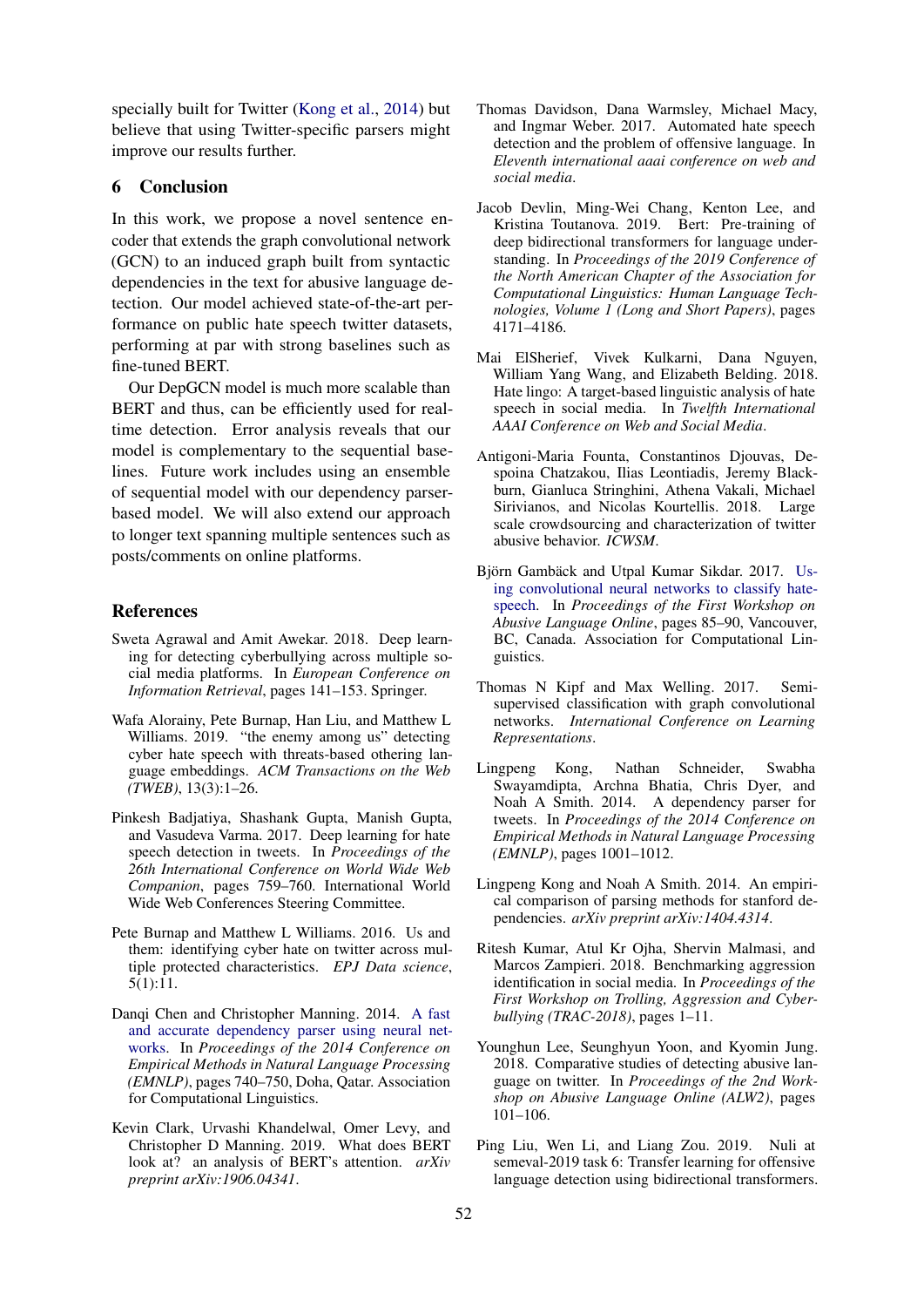specially built for Twitter (Kong et al., 2014) but believe that using Twitter-specific parsers might improve our results further.

## 6 Conclusion

In this work, we propose a novel sentence encoder that extends the graph convolutional network (GCN) to an induced graph built from syntactic dependencies in the text for abusive language detection. Our model achieved state-of-the-art performance on public hate speech twitter datasets, performing at par with strong baselines such as fine-tuned BERT.

Our DepGCN model is much more scalable than BERT and thus, can be efficiently used for real-time detection. Error analysis reveals that our model is complementary to the sequential baselines. Future work includes using an ensemble of sequential model with our dependency parser-based model. We will also extend our approach to longer text spanning multiple sentences such as posts/comments on online platforms.

## References

Sweta Agrawal and Amit Awekar. 2018. Deep learning for detecting cyberbullying across multiple social media platforms. In *European Conference on Information Retrieval*, pages 141–153. Springer.

Wafa Alorainy, Pete Burnap, Han Liu, and Matthew L Williams. 2019. "the enemy among us" detecting cyber hate speech with threats-based othering language embeddings. *ACM Transactions on the Web (TWEB)*, 13(3):1–26.

Pinkesh Badjatiya, Shashank Gupta, Manish Gupta, and Vasudeva Varma. 2017. Deep learning for hate speech detection in tweets. In *Proceedings of the 26th International Conference on World Wide Web Companion*, pages 759–760. International World Wide Web Conferences Steering Committee.

Pete Burnap and Matthew L Williams. 2016. Us and them: identifying cyber hate on twitter across multiple protected characteristics. *EPJ Data science*, 5(1):11.

Danqi Chen and Christopher Manning. 2014. A fast and accurate dependency parser using neural networks. In *Proceedings of the 2014 Conference on Empirical Methods in Natural Language Processing (EMNLP)*, pages 740–750, Doha, Qatar. Association for Computational Linguistics.

Kevin Clark, Urvashi Khandelwal, Omer Levy, and Christopher D Manning. 2019. What does BERT look at? an analysis of BERT's attention. *arXiv preprint arXiv:1906.04341*.

Thomas Davidson, Dana Warmsley, Michael Macy, and Ingmar Weber. 2017. Automated hate speech detection and the problem of offensive language. In *Eleventh international aaai conference on web and social media*.

Jacob Devlin, Ming-Wei Chang, Kenton Lee, and Kristina Toutanova. 2019. Bert: Pre-training of deep bidirectional transformers for language understanding. In *Proceedings of the 2019 Conference of the North American Chapter of the Association for Computational Linguistics: Human Language Technologies, Volume 1 (Long and Short Papers)*, pages 4171–4186.

Mai ElSherief, Vivek Kulkarni, Dana Nguyen, William Yang Wang, and Elizabeth Belding. 2018. Hate lingo: A target-based linguistic analysis of hate speech in social media. In *Twelfth International AAAI Conference on Web and Social Media*.

Antigoni-Maria Founta, Constantinos Djouvas, Despoina Chatzakou, Ilias Leontiadis, Jeremy Blackburn, Gianluca Stringhini, Athena Vakali, Michael Sirivianos, and Nicolas Kourtellis. 2018. Large scale crowdsourcing and characterization of twitter abusive behavior. *ICWSM*.

Björn Gambäck and Utpal Kumar Sikdar. 2017. Using convolutional neural networks to classify hate-speech. In *Proceedings of the First Workshop on Abusive Language Online*, pages 85–90, Vancouver, BC, Canada. Association for Computational Linguistics.

Thomas N Kipf and Max Welling. 2017. Semi-supervised classification with graph convolutional networks. *International Conference on Learning Representations*.

Lingpeng Kong, Nathan Schneider, Swabha Swayamdipta, Archna Bhatia, Chris Dyer, and Noah A Smith. 2014. A dependency parser for tweets. In *Proceedings of the 2014 Conference on Empirical Methods in Natural Language Processing (EMNLP)*, pages 1001–1012.

Lingpeng Kong and Noah A Smith. 2014. An empirical comparison of parsing methods for stanford dependencies. *arXiv preprint arXiv:1404.4314*.

Ritesh Kumar, Atul Kr Ojha, Shervin Malmasi, and Marcos Zampieri. 2018. Benchmarking aggression identification in social media. In *Proceedings of the First Workshop on Trolling, Aggression and Cyberbullying (TRAC-2018)*, pages 1–11.

Younghun Lee, Seunghyun Yoon, and Kyomin Jung. 2018. Comparative studies of detecting abusive language on twitter. In *Proceedings of the 2nd Workshop on Abusive Language Online (ALW2)*, pages 101–106.

Ping Liu, Wen Li, and Liang Zou. 2019. Nuli at semeval-2019 task 6: Transfer learning for offensive language detection using bidirectional transformers.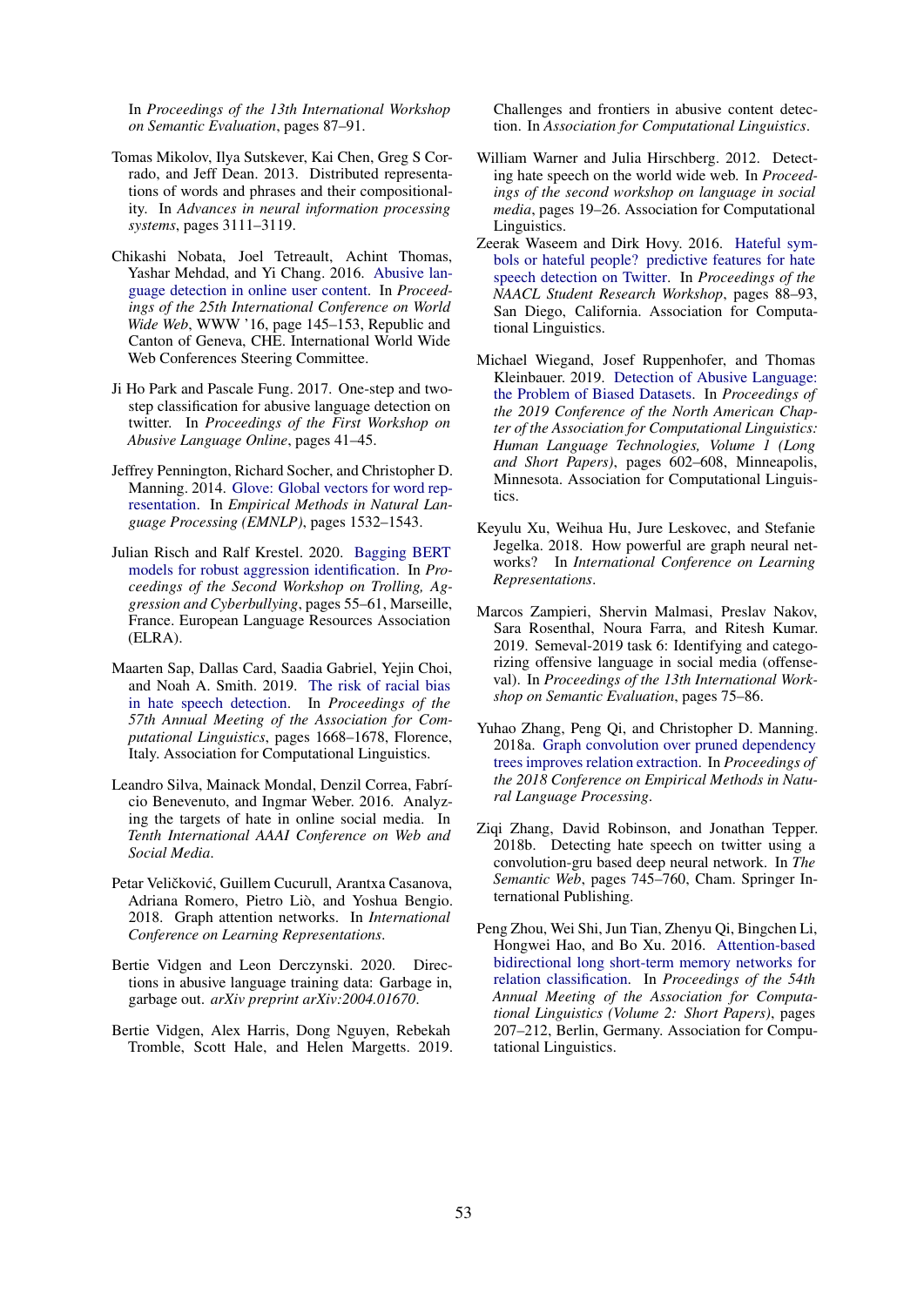In *Proceedings of the 13th International Workshop on Semantic Evaluation*, pages 87–91.

Tomas Mikolov, Ilya Sutskever, Kai Chen, Greg S Corrado, and Jeff Dean. 2013. Distributed representations of words and phrases and their compositionality. In *Advances in neural information processing systems*, pages 3111–3119.

Chikashi Nobata, Joel Tetreault, Achint Thomas, Yashar Mehdad, and Yi Chang. 2016. Abusive language detection in online user content. In *Proceedings of the 25th International Conference on World Wide Web*, WWW '16, page 145–153, Republic and Canton of Geneva, CHE. International World Wide Web Conferences Steering Committee.

Ji Ho Park and Pascale Fung. 2017. One-step and two-step classification for abusive language detection on twitter. In *Proceedings of the First Workshop on Abusive Language Online*, pages 41–45.

Jeffrey Pennington, Richard Socher, and Christopher D. Manning. 2014. Glove: Global vectors for word representation. In *Empirical Methods in Natural Language Processing (EMNLP)*, pages 1532–1543.

Julian Risch and Ralf Krestel. 2020. Bagging BERT models for robust aggression identification. In *Proceedings of the Second Workshop on Trolling, Aggression and Cyberbullying*, pages 55–61, Marseille, France. European Language Resources Association (ELRA).

Maarten Sap, Dallas Card, Saadia Gabriel, Yejin Choi, and Noah A. Smith. 2019. The risk of racial bias in hate speech detection. In *Proceedings of the 57th Annual Meeting of the Association for Computational Linguistics*, pages 1668–1678, Florence, Italy. Association for Computational Linguistics.

Leandro Silva, Mainack Mondal, Denzil Correa, Fabrício Benevenuto, and Ingmar Weber. 2016. Analyzing the targets of hate in online social media. In *Tenth International AAAI Conference on Web and Social Media*.

Petar Veličković, Guillem Cucurull, Arantxa Casanova, Adriana Romero, Pietro Liò, and Yoshua Bengio. 2018. Graph attention networks. In *International Conference on Learning Representations*.

Bertie Vidgen and Leon Derczynski. 2020. Directions in abusive language training data: Garbage in, garbage out. *arXiv preprint arXiv:2004.01670*.

Bertie Vidgen, Alex Harris, Dong Nguyen, Rebekah Tromble, Scott Hale, and Helen Margetts. 2019. Challenges and frontiers in abusive content detection. In *Association for Computational Linguistics*.

William Warner and Julia Hirschberg. 2012. Detecting hate speech on the world wide web. In *Proceedings of the second workshop on language in social media*, pages 19–26. Association for Computational Linguistics.

Zeerak Waseem and Dirk Hovy. 2016. Hateful symbols or hateful people? predictive features for hate speech detection on Twitter. In *Proceedings of the NAACL Student Research Workshop*, pages 88–93, San Diego, California. Association for Computational Linguistics.

Michael Wiegand, Josef Ruppenhofer, and Thomas Kleinbauer. 2019. Detection of Abusive Language: the Problem of Biased Datasets. In *Proceedings of the 2019 Conference of the North American Chapter of the Association for Computational Linguistics: Human Language Technologies, Volume 1 (Long and Short Papers)*, pages 602–608, Minneapolis, Minnesota. Association for Computational Linguistics.

Keyulu Xu, Weihua Hu, Jure Leskovec, and Stefanie Jegelka. 2018. How powerful are graph neural networks? In *International Conference on Learning Representations*.

Marcos Zampieri, Shervin Malmasi, Preslav Nakov, Sara Rosenthal, Noura Farra, and Ritesh Kumar. 2019. Semeval-2019 task 6: Identifying and categorizing offensive language in social media (offenseval). In *Proceedings of the 13th International Workshop on Semantic Evaluation*, pages 75–86.

Yuhao Zhang, Peng Qi, and Christopher D. Manning. 2018a. Graph convolution over pruned dependency trees improves relation extraction. In *Proceedings of the 2018 Conference on Empirical Methods in Natural Language Processing*.

Ziqi Zhang, David Robinson, and Jonathan Tepper. 2018b. Detecting hate speech on twitter using a convolution-gru based deep neural network. In *The Semantic Web*, pages 745–760, Cham. Springer International Publishing.

Peng Zhou, Wei Shi, Jun Tian, Zhenyu Qi, Bingchen Li, Hongwei Hao, and Bo Xu. 2016. Attention-based bidirectional long short-term memory networks for relation classification. In *Proceedings of the 54th Annual Meeting of the Association for Computational Linguistics (Volume 2: Short Papers)*, pages 207–212, Berlin, Germany. Association for Computational Linguistics.